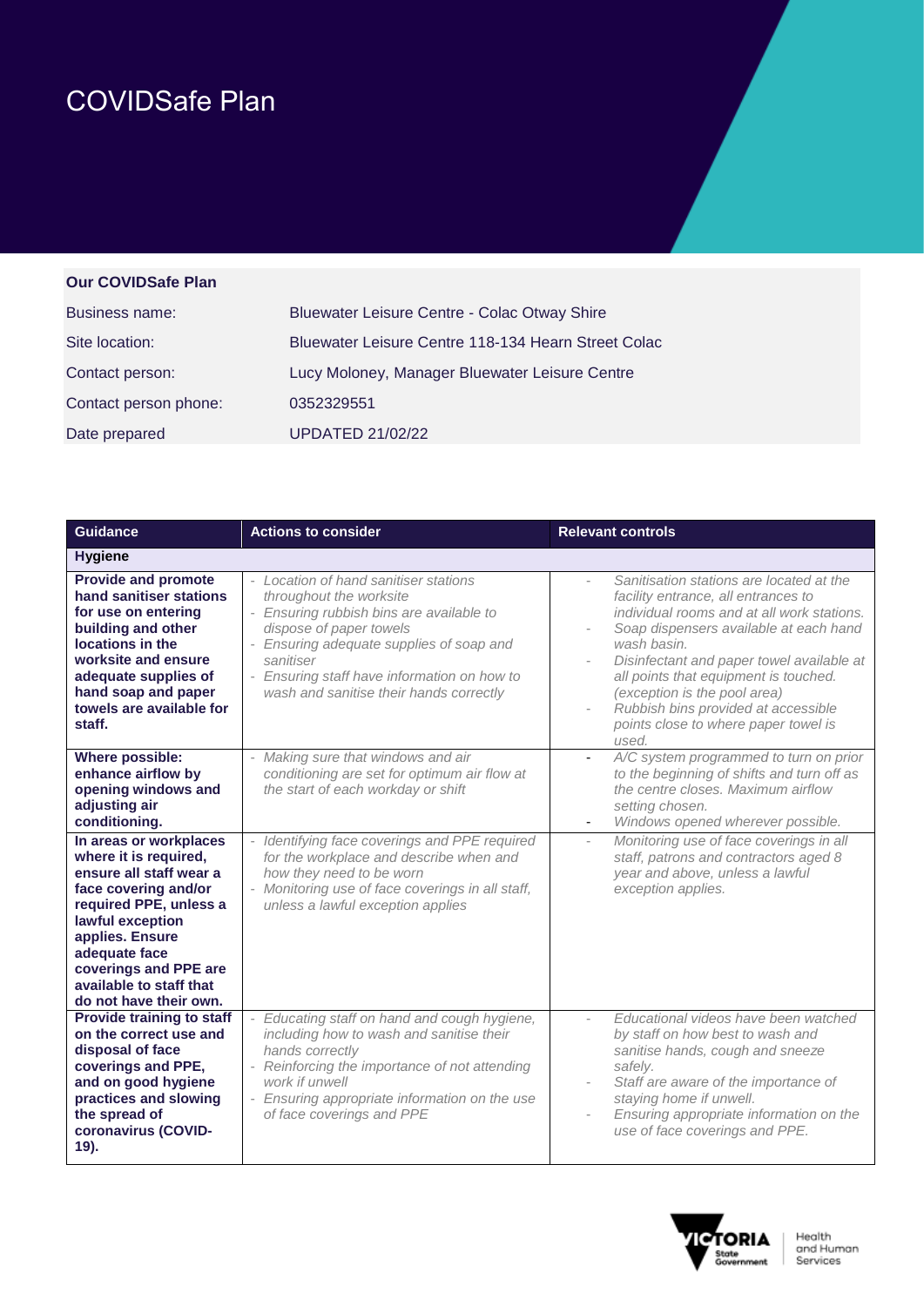# COVIDSafe Plan

| Our COVIDSafe Plan | |
|---|---|
| Business name: | Bluewater Leisure Centre - Colac Otway Shire |
| Site location: | Bluewater Leisure Centre 118-134 Hearn Street Colac |
| Contact person: | Lucy Moloney, Manager Bluewater Leisure Centre |
| Contact person phone: | 0352329551 |
| Date prepared | UPDATED 21/02/22 |

| Guidance | Actions to consider | Relevant controls |
|---|---|---|
| **Hygiene** | | |
| **Provide and promote hand sanitiser stations for use on entering building and other locations in the worksite and ensure adequate supplies of hand soap and paper towels are available for staff.** | - *Location of hand sanitiser stations throughout the worksite*<br>- *Ensuring rubbish bins are available to dispose of paper towels*<br>- *Ensuring adequate supplies of soap and sanitiser*<br>- *Ensuring staff have information on how to wash and sanitise their hands correctly* | - *Sanitisation stations are located at the facility entrance, all entrances to individual rooms and at all work stations.*<br>- *Soap dispensers available at each hand wash basin.*<br>- *Disinfectant and paper towel available at all points that equipment is touched. (exception is the pool area)*<br>- *Rubbish bins provided at accessible points close to where paper towel is used.* |
| **Where possible: enhance airflow by opening windows and adjusting air conditioning.** | - *Making sure that windows and air conditioning are set for optimum air flow at the start of each workday or shift* | - *A/C system programmed to turn on prior to the beginning of shifts and turn off as the centre closes. Maximum airflow setting chosen.*<br>- *Windows opened wherever possible.* |
| **In areas or workplaces where it is required, ensure all staff wear a face covering and/or required PPE, unless a lawful exception applies. Ensure adequate face coverings and PPE are available to staff that do not have their own.** | - *Identifying face coverings and PPE required for the workplace and describe when and how they need to be worn*<br>- *Monitoring use of face coverings in all staff, unless a lawful exception applies* | - *Monitoring use of face coverings in all staff, patrons and contractors aged 8 year and above, unless a lawful exception applies.* |
| **Provide training to staff on the correct use and disposal of face coverings and PPE, and on good hygiene practices and slowing the spread of coronavirus (COVID-19).** | - *Educating staff on hand and cough hygiene, including how to wash and sanitise their hands correctly*<br>- *Reinforcing the importance of not attending work if unwell*<br>- *Ensuring appropriate information on the use of face coverings and PPE* | - *Educational videos have been watched by staff on how best to wash and sanitise hands, cough and sneeze safely.*<br>- *Staff are aware of the importance of staying home if unwell.*<br>- *Ensuring appropriate information on the use of face coverings and PPE.* |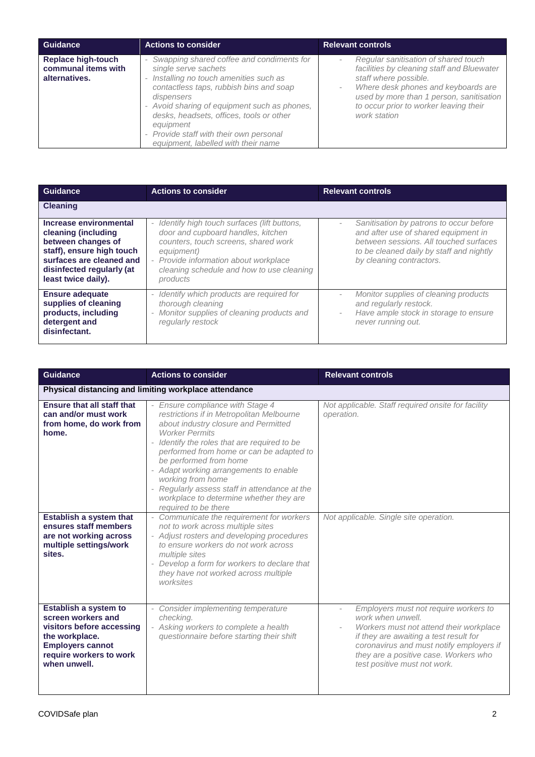| Guidance | Actions to consider | Relevant controls |
|---|---|---|
| **Replace high-touch communal items with alternatives.** | - *Swapping shared coffee and condiments for single serve sachets*<br>- *Installing no touch amenities such as contactless taps, rubbish bins and soap dispensers*<br>- *Avoid sharing of equipment such as phones, desks, headsets, offices, tools or other equipment*<br>- *Provide staff with their own personal equipment, labelled with their name* | - *Regular sanitisation of shared touch facilities by cleaning staff and Bluewater staff where possible.*<br>- *Where desk phones and keyboards are used by more than 1 person, sanitisation to occur prior to worker leaving their work station* |

| Guidance | Actions to consider | Relevant controls |
|---|---|---|
| **Cleaning** | | |
| **Increase environmental cleaning (including between changes of staff), ensure high touch surfaces are cleaned and disinfected regularly (at least twice daily).** | - *Identify high touch surfaces (lift buttons, door and cupboard handles, kitchen counters, touch screens, shared work equipment)*<br>- *Provide information about workplace cleaning schedule and how to use cleaning products* | - *Sanitisation by patrons to occur before and after use of shared equipment in between sessions. All touched surfaces to be cleaned daily by staff and nightly by cleaning contractors.* |
| **Ensure adequate supplies of cleaning products, including detergent and disinfectant.** | - *Identify which products are required for thorough cleaning*<br>- *Monitor supplies of cleaning products and regularly restock* | - *Monitor supplies of cleaning products and regularly restock.*<br>- *Have ample stock in storage to ensure never running out.* |

| Guidance | Actions to consider | Relevant controls |
|---|---|---|
| **Physical distancing and limiting workplace attendance** | | |
| **Ensure that all staff that can and/or must work from home, do work from home.** | - *Ensure compliance with Stage 4 restrictions if in Metropolitan Melbourne about industry closure and Permitted Worker Permits*<br>- *Identify the roles that are required to be performed from home or can be adapted to be performed from home*<br>- *Adapt working arrangements to enable working from home*<br>- *Regularly assess staff in attendance at the workplace to determine whether they are required to be there* | *Not applicable. Staff required onsite for facility operation.* |
| **Establish a system that ensures staff members are not working across multiple settings/work sites.** | - *Communicate the requirement for workers not to work across multiple sites*<br>- *Adjust rosters and developing procedures to ensure workers do not work across multiple sites*<br>- *Develop a form for workers to declare that they have not worked across multiple worksites* | *Not applicable. Single site operation.* |
| **Establish a system to screen workers and visitors before accessing the workplace. Employers cannot require workers to work when unwell.** | - *Consider implementing temperature checking.*<br>- *Asking workers to complete a health questionnaire before starting their shift* | - *Employers must not require workers to work when unwell.*<br>- *Workers must not attend their workplace if they are awaiting a test result for coronavirus and must notify employers if they are a positive case. Workers who test positive must not work.* |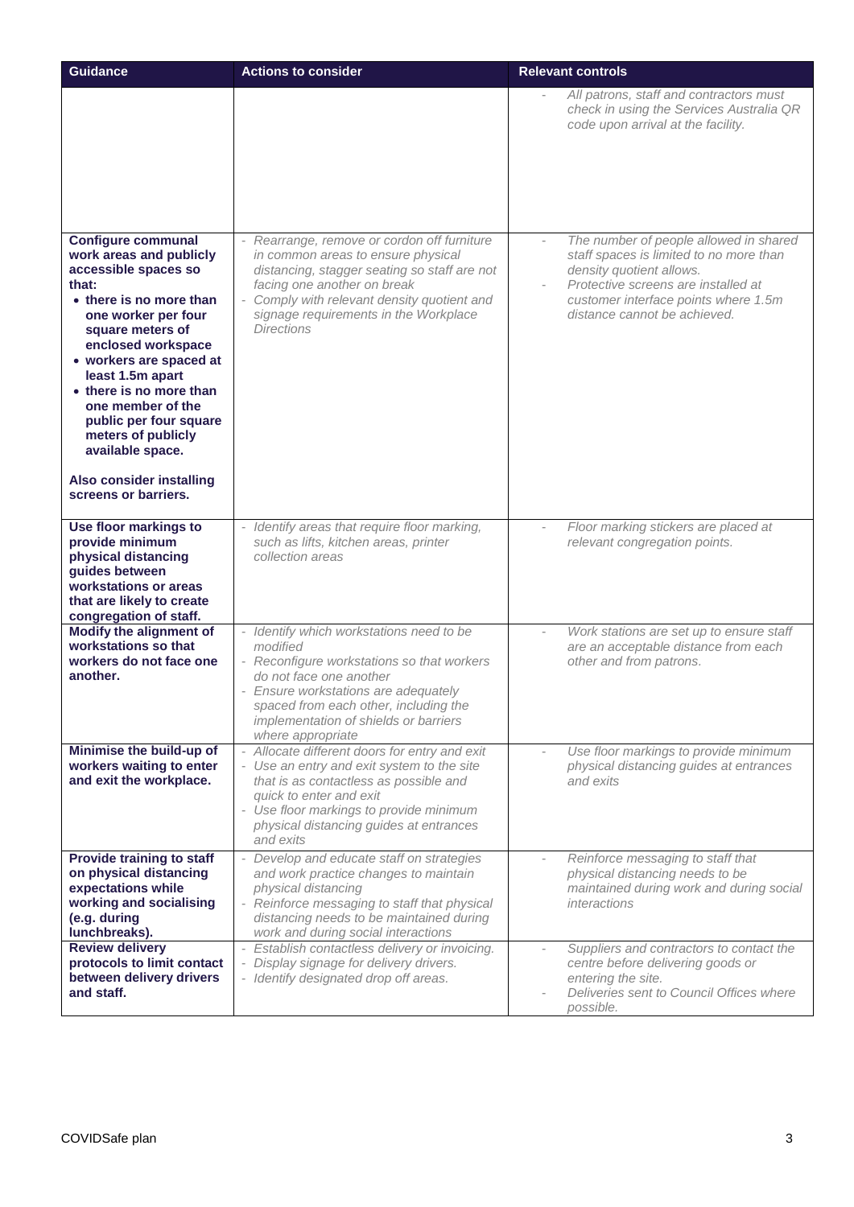| Guidance | Actions to consider | Relevant controls |
|---|---|---|
| | | - *All patrons, staff and contractors must check in using the Services Australia QR code upon arrival at the facility.* |
| **Configure communal work areas and publicly accessible spaces so that:**<br>• **there is no more than one worker per four square meters of enclosed workspace**<br>• **workers are spaced at least 1.5m apart**<br>• **there is no more than one member of the public per four square meters of publicly available space.**<br><br>**Also consider installing screens or barriers.** | - *Rearrange, remove or cordon off furniture in common areas to ensure physical distancing, stagger seating so staff are not facing one another on break*<br>- *Comply with relevant density quotient and signage requirements in the Workplace Directions* | - *The number of people allowed in shared staff spaces is limited to no more than density quotient allows.*<br>- *Protective screens are installed at customer interface points where 1.5m distance cannot be achieved.* |
| **Use floor markings to provide minimum physical distancing guides between workstations or areas that are likely to create congregation of staff.** | - *Identify areas that require floor marking, such as lifts, kitchen areas, printer collection areas* | - *Floor marking stickers are placed at relevant congregation points.* |
| **Modify the alignment of workstations so that workers do not face one another.** | - *Identify which workstations need to be modified*<br>- *Reconfigure workstations so that workers do not face one another*<br>- *Ensure workstations are adequately spaced from each other, including the implementation of shields or barriers where appropriate* | - *Work stations are set up to ensure staff are an acceptable distance from each other and from patrons.* |
| **Minimise the build-up of workers waiting to enter and exit the workplace.** | - *Allocate different doors for entry and exit*<br>- *Use an entry and exit system to the site that is as contactless as possible and quick to enter and exit*<br>- *Use floor markings to provide minimum physical distancing guides at entrances and exits* | - *Use floor markings to provide minimum physical distancing guides at entrances and exits* |
| **Provide training to staff on physical distancing expectations while working and socialising (e.g. during lunchbreaks).** | - *Develop and educate staff on strategies and work practice changes to maintain physical distancing*<br>- *Reinforce messaging to staff that physical distancing needs to be maintained during work and during social interactions* | - *Reinforce messaging to staff that physical distancing needs to be maintained during work and during social interactions* |
| **Review delivery protocols to limit contact between delivery drivers and staff.** | - *Establish contactless delivery or invoicing.*<br>- *Display signage for delivery drivers.*<br>- *Identify designated drop off areas.* | - *Suppliers and contractors to contact the centre before delivering goods or entering the site.*<br>- *Deliveries sent to Council Offices where possible.* |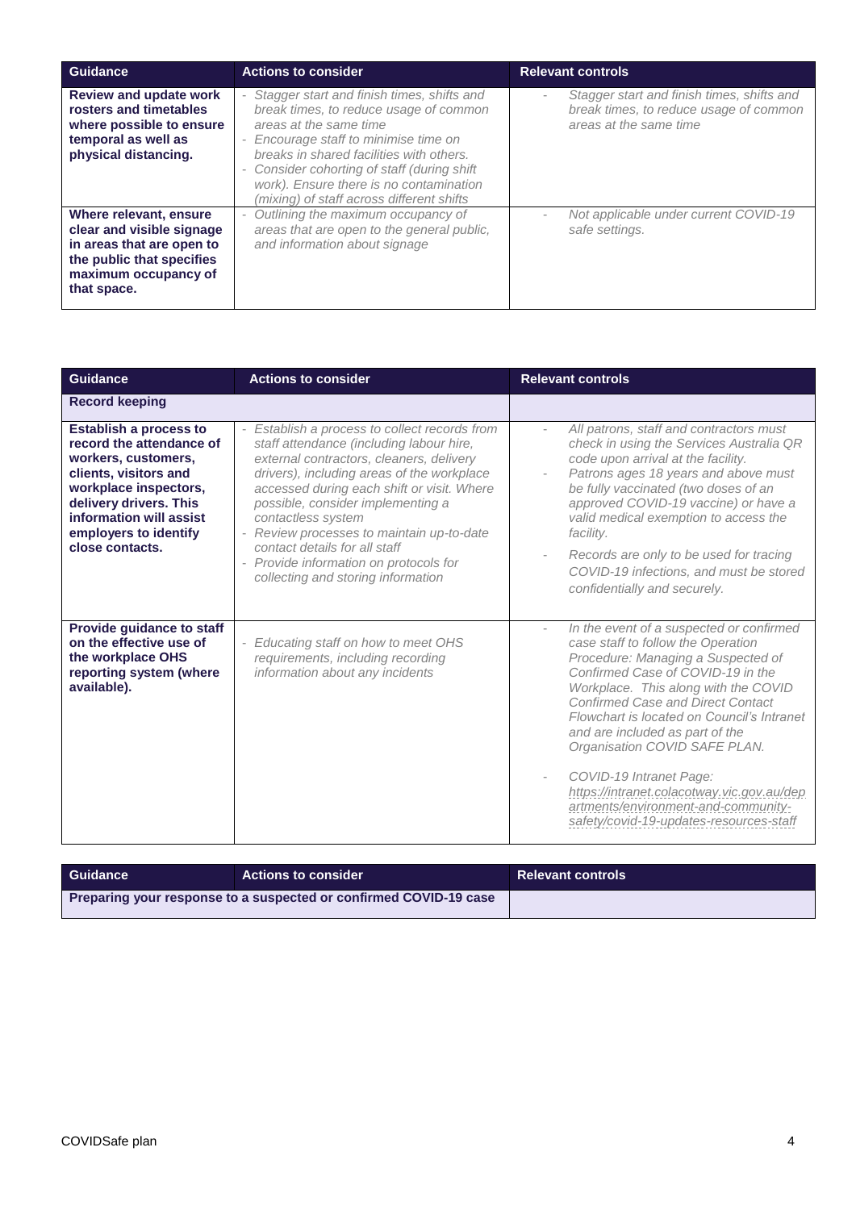| Guidance | Actions to consider | Relevant controls |
|---|---|---|
| **Review and update work rosters and timetables where possible to ensure temporal as well as physical distancing.** | - *Stagger start and finish times, shifts and break times, to reduce usage of common areas at the same time*<br>- *Encourage staff to minimise time on breaks in shared facilities with others.*<br>- *Consider cohorting of staff (during shift work). Ensure there is no contamination (mixing) of staff across different shifts* | - *Stagger start and finish times, shifts and break times, to reduce usage of common areas at the same time* |
| **Where relevant, ensure clear and visible signage in areas that are open to the public that specifies maximum occupancy of that space.** | - *Outlining the maximum occupancy of areas that are open to the general public, and information about signage* | - *Not applicable under current COVID-19 safe settings.* |

| Guidance | Actions to consider | Relevant controls |
|---|---|---|
| **Record keeping** | | |
| **Establish a process to record the attendance of workers, customers, clients, visitors and workplace inspectors, delivery drivers. This information will assist employers to identify close contacts.** | - *Establish a process to collect records from staff attendance (including labour hire, external contractors, cleaners, delivery drivers), including areas of the workplace accessed during each shift or visit. Where possible, consider implementing a contactless system*<br>- *Review processes to maintain up-to-date contact details for all staff*<br>- *Provide information on protocols for collecting and storing information* | - *All patrons, staff and contractors must check in using the Services Australia QR code upon arrival at the facility.*<br>- *Patrons ages 18 years and above must be fully vaccinated (two doses of an approved COVID-19 vaccine) or have a valid medical exemption to access the facility.*<br>- *Records are only to be used for tracing COVID-19 infections, and must be stored confidentially and securely.* |
| **Provide guidance to staff on the effective use of the workplace OHS reporting system (where available).** | - *Educating staff on how to meet OHS requirements, including recording information about any incidents* | - *In the event of a suspected or confirmed case staff to follow the Operation Procedure: Managing a Suspected of Confirmed Case of COVID-19 in the Workplace. This along with the COVID Confirmed Case and Direct Contact Flowchart is located on Council's Intranet and are included as part of the Organisation COVID SAFE PLAN.*<br>- *COVID-19 Intranet Page: https://intranet.colacotway.vic.gov.au/departments/environment-and-community-safety/covid-19-updates-resources-staff* |

| Guidance | Actions to consider | Relevant controls |
|---|---|---|
| **Preparing your response to a suspected or confirmed COVID-19 case** | | |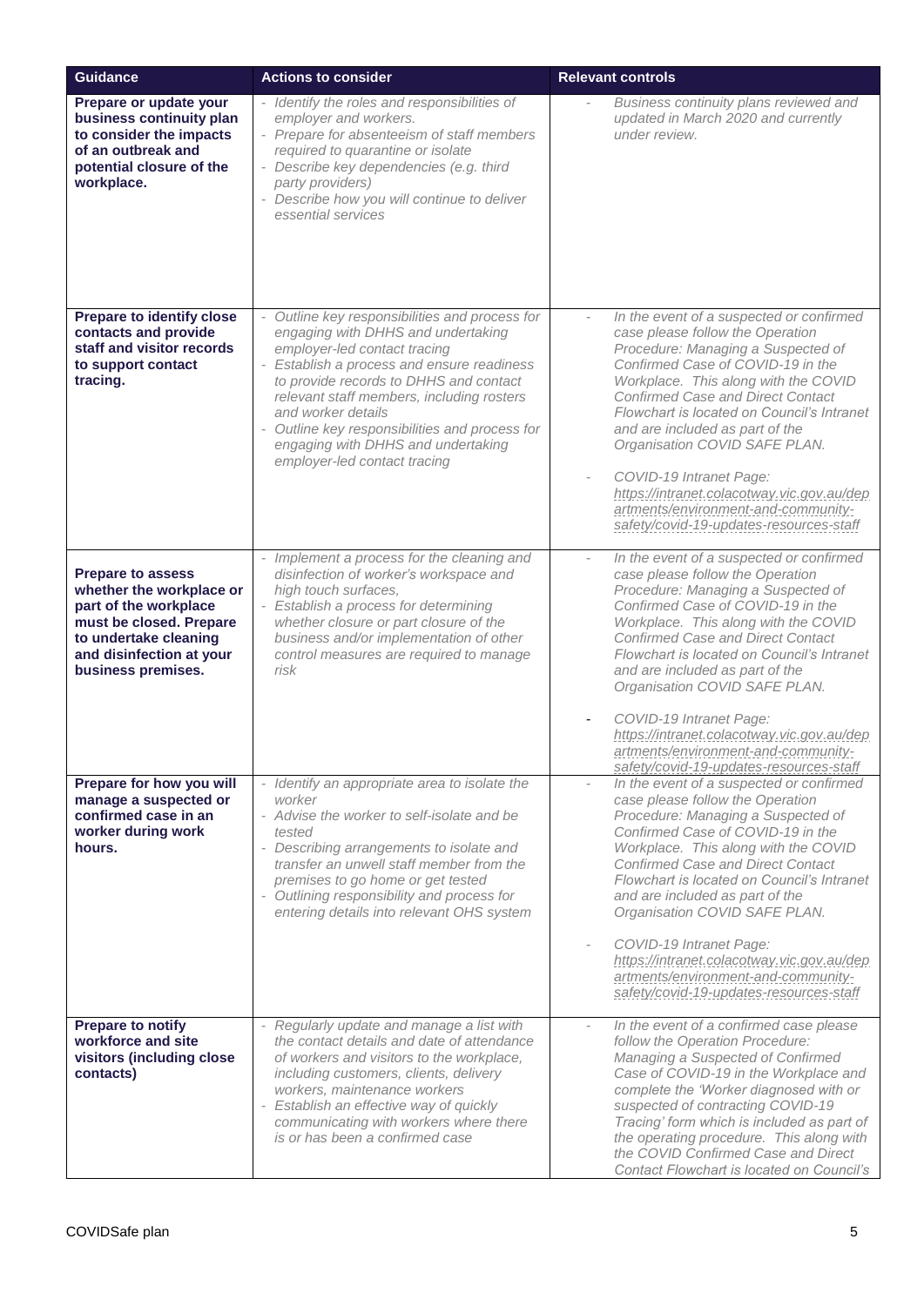| Guidance | Actions to consider | Relevant controls |
|---|---|---|
| **Prepare or update your business continuity plan to consider the impacts of an outbreak and potential closure of the workplace.** | - *Identify the roles and responsibilities of employer and workers.*<br>- *Prepare for absenteeism of staff members required to quarantine or isolate*<br>- *Describe key dependencies (e.g. third party providers)*<br>- *Describe how you will continue to deliver essential services* | - *Business continuity plans reviewed and updated in March 2020 and currently under review.* |
| **Prepare to identify close contacts and provide staff and visitor records to support contact tracing.** | - *Outline key responsibilities and process for engaging with DHHS and undertaking employer-led contact tracing*<br>- *Establish a process and ensure readiness to provide records to DHHS and contact relevant staff members, including rosters and worker details*<br>- *Outline key responsibilities and process for engaging with DHHS and undertaking employer-led contact tracing* | - *In the event of a suspected or confirmed case please follow the Operation Procedure: Managing a Suspected of Confirmed Case of COVID-19 in the Workplace. This along with the COVID Confirmed Case and Direct Contact Flowchart is located on Council's Intranet and are included as part of the Organisation COVID SAFE PLAN.*<br>- *COVID-19 Intranet Page: https://intranet.colacotway.vic.gov.au/departments/environment-and-community-safety/covid-19-updates-resources-staff* |
| **Prepare to assess whether the workplace or part of the workplace must be closed. Prepare to undertake cleaning and disinfection at your business premises.** | - *Implement a process for the cleaning and disinfection of worker's workspace and high touch surfaces,*<br>- *Establish a process for determining whether closure or part closure of the business and/or implementation of other control measures are required to manage risk* | - *In the event of a suspected or confirmed case please follow the Operation Procedure: Managing a Suspected of Confirmed Case of COVID-19 in the Workplace. This along with the COVID Confirmed Case and Direct Contact Flowchart is located on Council's Intranet and are included as part of the Organisation COVID SAFE PLAN.*<br>- *COVID-19 Intranet Page: https://intranet.colacotway.vic.gov.au/departments/environment-and-community-safety/covid-19-updates-resources-staff* |
| **Prepare for how you will manage a suspected or confirmed case in an worker during work hours.** | - *Identify an appropriate area to isolate the worker*<br>- *Advise the worker to self-isolate and be tested*<br>- *Describing arrangements to isolate and transfer an unwell staff member from the premises to go home or get tested*<br>- *Outlining responsibility and process for entering details into relevant OHS system* | - *In the event of a suspected or confirmed case please follow the Operation Procedure: Managing a Suspected of Confirmed Case of COVID-19 in the Workplace. This along with the COVID Confirmed Case and Direct Contact Flowchart is located on Council's Intranet and are included as part of the Organisation COVID SAFE PLAN.*<br>- *COVID-19 Intranet Page: https://intranet.colacotway.vic.gov.au/departments/environment-and-community-safety/covid-19-updates-resources-staff* |
| **Prepare to notify workforce and site visitors (including close contacts)** | - *Regularly update and manage a list with the contact details and date of attendance of workers and visitors to the workplace, including customers, clients, delivery workers, maintenance workers*<br>- *Establish an effective way of quickly communicating with workers where there is or has been a confirmed case* | - *In the event of a confirmed case please follow the Operation Procedure: Managing a Suspected of Confirmed Case of COVID-19 in the Workplace and complete the 'Worker diagnosed with or suspected of contracting COVID-19 Tracing' form which is included as part of the operating procedure. This along with the COVID Confirmed Case and Direct Contact Flowchart is located on Council's* |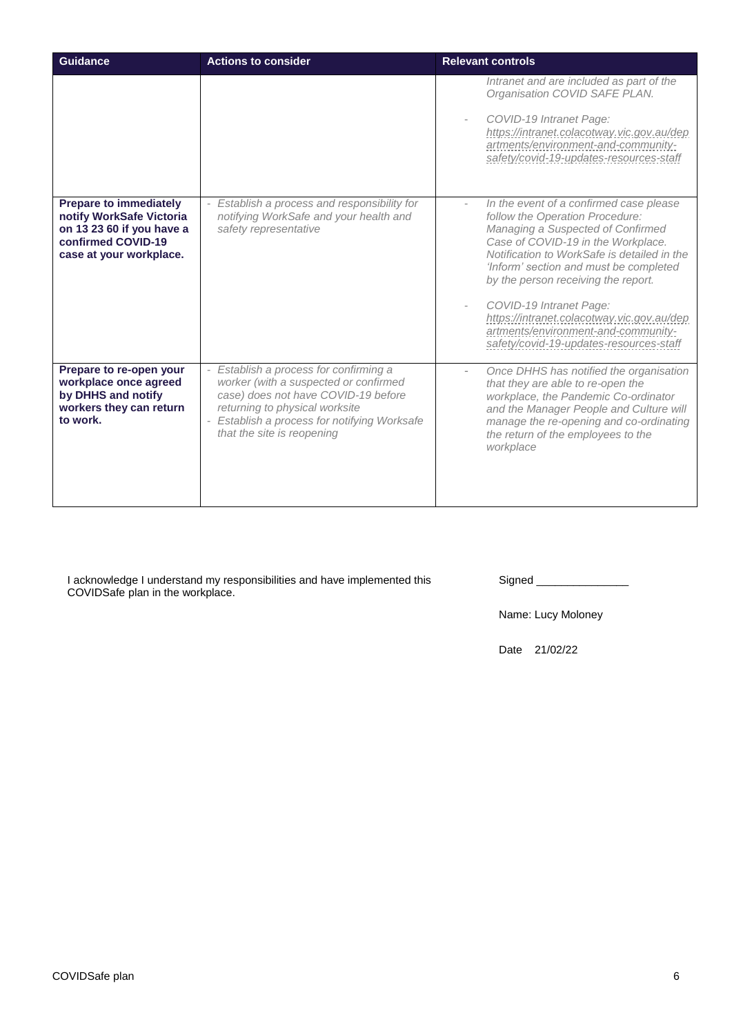| Guidance | Actions to consider | Relevant controls |
| --- | --- | --- |
| | | *Intranet and are included as part of the Organisation COVID SAFE PLAN.*<br><br>- *COVID-19 Intranet Page: https://intranet.colacotway.vic.gov.au/departments/environment-and-community-safety/covid-19-updates-resources-staff* |
| **Prepare to immediately notify WorkSafe Victoria on 13 23 60 if you have a confirmed COVID-19 case at your workplace.** | - *Establish a process and responsibility for notifying WorkSafe and your health and safety representative* | - *In the event of a confirmed case please follow the Operation Procedure: Managing a Suspected of Confirmed Case of COVID-19 in the Workplace. Notification to WorkSafe is detailed in the 'Inform' section and must be completed by the person receiving the report.*<br><br>- *COVID-19 Intranet Page: https://intranet.colacotway.vic.gov.au/departments/environment-and-community-safety/covid-19-updates-resources-staff* |
| **Prepare to re-open your workplace once agreed by DHHS and notify workers they can return to work.** | - *Establish a process for confirming a worker (with a suspected or confirmed case) does not have COVID-19 before returning to physical worksite*<br>- *Establish a process for notifying Worksafe that the site is reopening* | - *Once DHHS has notified the organisation that they are able to re-open the workplace, the Pandemic Co-ordinator and the Manager People and Culture will manage the re-opening and co-ordinating the return of the employees to the workplace* |

I acknowledge I understand my responsibilities and have implemented this COVIDSafe plan in the workplace.

Signed _______________

Name: Lucy Moloney

Date 21/02/22